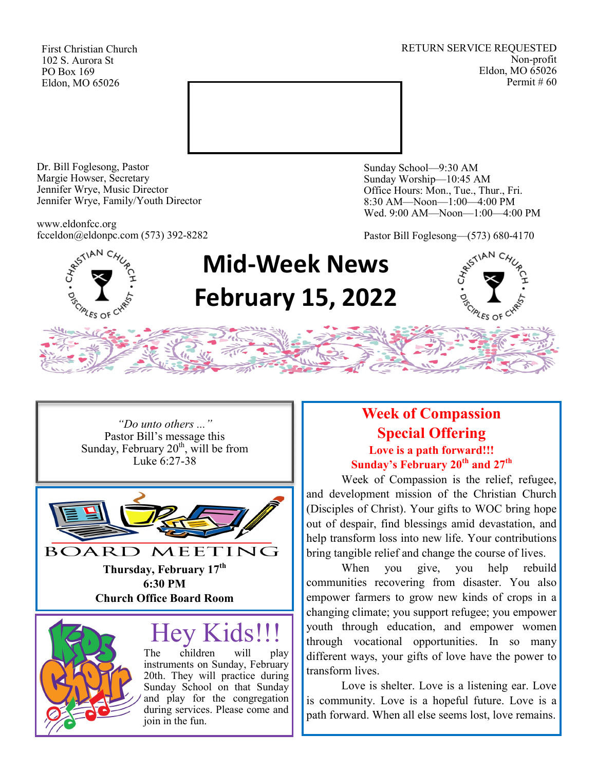First Christian Church
102 S. Aurora St
PO Box 169
Eldon, MO 65026

RETURN SERVICE REQUESTED
Non-profit
Eldon, MO 65026
Permit # 60

Dr. Bill Foglesong, Pastor
Margie Howser, Secretary
Jennifer Wrye, Music Director
Jennifer Wrye, Family/Youth Director

www.eldonfcc.org
fcceldon@eldonpc.com (573) 392-8282

Sunday School—9:30 AM
Sunday Worship—10:45 AM
Office Hours: Mon., Tue., Thur., Fri.
8:30 AM—Noon—1:00—4:00 PM
Wed. 9:00 AM—Noon—1:00—4:00 PM

Pastor Bill Foglesong—(573) 680-4170

# Mid-Week News
# February 15, 2022

*"Do unto others ..."*
Pastor Bill's message this Sunday, February 20th, will be from Luke 6:27-38

## BOARD MEETING

**Thursday, February 17th**
**6:30 PM**
**Church Office Board Room**

## Kids Choir

## Hey Kids!!!

The children will play instruments on Sunday, February 20th. They will practice during Sunday School on that Sunday and play for the congregation during services. Please come and join in the fun.

## Week of Compassion Special Offering

**Love is a path forward!!!**
**Sunday's February 20th and 27th**

Week of Compassion is the relief, refugee, and development mission of the Christian Church (Disciples of Christ). Your gifts to WOC bring hope out of despair, find blessings amid devastation, and help transform loss into new life. Your contributions bring tangible relief and change the course of lives.

When you give, you help rebuild communities recovering from disaster. You also empower farmers to grow new kinds of crops in a changing climate; you support refugee; you empower youth through education, and empower women through vocational opportunities. In so many different ways, your gifts of love have the power to transform lives.

Love is shelter. Love is a listening ear. Love is community. Love is a hopeful future. Love is a path forward. When all else seems lost, love remains.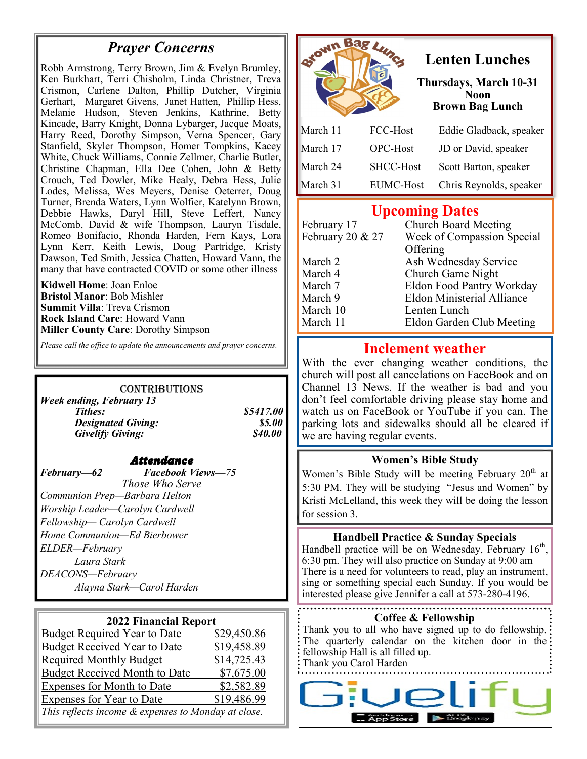## Prayer Concerns

Robb Armstrong, Terry Brown, Jim & Evelyn Brumley, Ken Burkhart, Terri Chisholm, Linda Christner, Treva Crismon, Carlene Dalton, Phillip Dutcher, Virginia Gerhart, Margaret Givens, Janet Hatten, Phillip Hess, Melanie Hudson, Steven Jenkins, Kathrine, Betty Kincade, Barry Knight, Donna Lybarger, Jacque Moats, Harry Reed, Dorothy Simpson, Verna Spencer, Gary Stanfield, Skyler Thompson, Homer Tompkins, Kacey White, Chuck Williams, Connie Zellmer, Charlie Butler, Christine Chapman, Ella Dee Cohen, John & Betty Crouch, Ted Dowler, Mike Healy, Debra Hess, Julie Lodes, Melissa, Wes Meyers, Denise Oeterrer, Doug Turner, Brenda Waters, Lynn Wolfier, Katelynn Brown, Debbie Hawks, Daryl Hill, Steve Leffert, Nancy McComb, David & wife Thompson, Lauryn Tisdale, Romeo Bonifacio, Rhonda Harden, Fern Kays, Lora Lynn Kerr, Keith Lewis, Doug Partridge, Kristy Dawson, Ted Smith, Jessica Chatten, Howard Vann, the many that have contracted COVID or some other illness

**Kidwell Home**: Joan Enloe
**Bristol Manor**: Bob Mishler
**Summit Villa**: Treva Crismon
**Rock Island Care**: Howard Vann
**Miller County Care**: Dorothy Simpson

*Please call the office to update the announcements and prayer concerns.*

### CONTRIBUTIONS

***Week ending, February 13***

| | |
|---|---|
| ***Tithes:*** | ***$5417.00*** |
| ***Designated Giving:*** | ***$5.00*** |
| ***Givelify Giving:*** | ***$40.00*** |

### *Attendance*

***February—62*** ***Facebook Views—75***

*Those Who Serve*

*Communion Prep—Barbara Helton*
*Worship Leader—Carolyn Cardwell*
*Fellowship— Carolyn Cardwell*
*Home Communion—Ed Bierbower*
*ELDER—February*
*Laura Stark*
*DEACONS—February*
*Alayna Stark—Carol Harden*

### 2022 Financial Report

| | |
|---|---|
| Budget Required Year to Date | $29,450.86 |
| Budget Received Year to Date | $19,458.89 |
| Required Monthly Budget | $14,725.43 |
| Budget Received Month to Date | $7,675.00 |
| Expenses for Month to Date | $2,582.89 |
| Expenses for Year to Date | $19,486.99 |

*This reflects income & expenses to Monday at close.*

## Lenten Lunches

Brown Bag Lunch

**Thursdays, March 10-31**
**Noon**
**Brown Bag Lunch**

| | | |
|---|---|---|
| March 11 | FCC-Host | Eddie Gladback, speaker |
| March 17 | OPC-Host | JD or David, speaker |
| March 24 | SHCC-Host | Scott Barton, speaker |
| March 31 | EUMC-Host | Chris Reynolds, speaker |

## Upcoming Dates

| | |
|---|---|
| February 17 | Church Board Meeting |
| February 20 & 27 | Week of Compassion Special Offering |
| March 2 | Ash Wednesday Service |
| March 4 | Church Game Night |
| March 7 | Eldon Food Pantry Workday |
| March 9 | Eldon Ministerial Alliance |
| March 10 | Lenten Lunch |
| March 11 | Eldon Garden Club Meeting |

## Inclement weather

With the ever changing weather conditions, the church will post all cancelations on FaceBook and on Channel 13 News. If the weather is bad and you don't feel comfortable driving please stay home and watch us on FaceBook or YouTube if you can. The parking lots and sidewalks should all be cleared if we are having regular events.

### Women's Bible Study

Women's Bible Study will be meeting February 20th at 5:30 PM. They will be studying "Jesus and Women" by Kristi McLelland, this week they will be doing the lesson for session 3.

### Handbell Practice & Sunday Specials

Handbell practice will be on Wednesday, February 16th, 6:30 pm. They will also practice on Sunday at 9:00 am There is a need for volunteers to read, play an instrument, sing or something special each Sunday. If you would be interested please give Jennifer a call at 573-280-4196.

### Coffee & Fellowship

Thank you to all who have signed up to do fellowship. The quarterly calendar on the kitchen door in the fellowship Hall is all filled up.
Thank you Carol Harden

Givelify